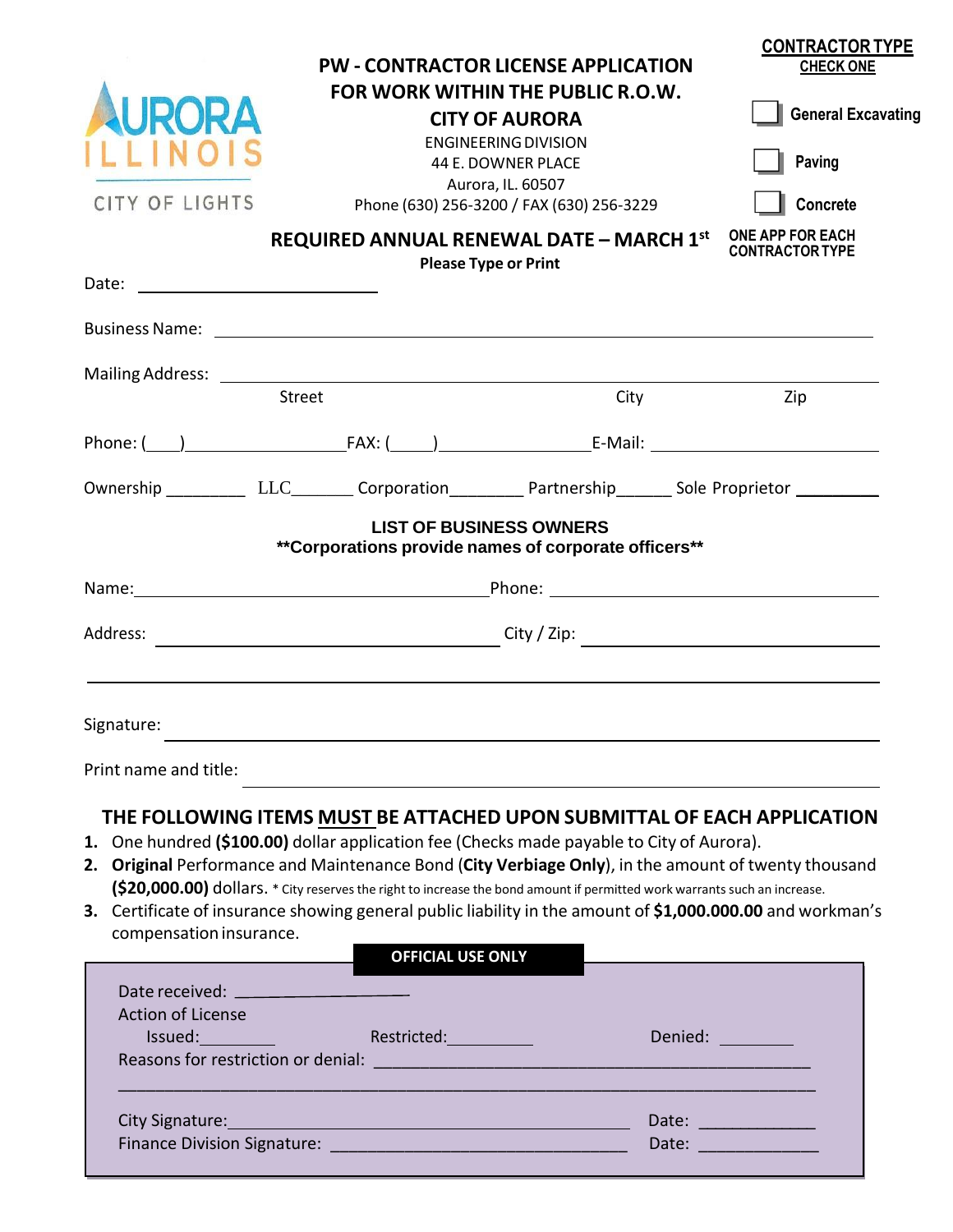AURORA ILLINOIS

CITY OF LIGHTS

# PW - CONTRACTOR LICENSE APPLICATION FOR WORK WITHIN THE PUBLIC R.O.W.

## CITY OF AURORA

ENGINEERING DIVISION
44 E. DOWNER PLACE
Aurora, IL. 60507
Phone (630) 256-3200 / FAX (630) 256-3229

**CONTRACTOR TYPE**
**CHECK ONE**

☐ **General Excavating**

☐ **Paving**

☐ **Concrete**

**ONE APP FOR EACH CONTRACTOR TYPE**

**REQUIRED ANNUAL RENEWAL DATE – MARCH 1st**

**Please Type or Print**

Date: ____________________

Business Name: ________________________________________________

Mailing Address: ________________________________________________
Street City Zip

Phone: (___)________________ FAX: (____)______________ E-Mail: __________________

Ownership ________ LLC______ Corporation_______ Partnership_____ Sole Proprietor ________

**LIST OF BUSINESS OWNERS**
**\*\*Corporations provide names of corporate officers\*\***

Name:______________________________ Phone: ______________________________

Address: ____________________________ City / Zip: ___________________________

________________________________________________________________________

Signature: ________________________________________________________________

Print name and title: ________________________________________________________

**THE FOLLOWING ITEMS MUST BE ATTACHED UPON SUBMITTAL OF EACH APPLICATION**

1. One hundred **($100.00)** dollar application fee (Checks made payable to City of Aurora).
2. **Original** Performance and Maintenance Bond (**City Verbiage Only**), in the amount of twenty thousand **($20,000.00)** dollars. * City reserves the right to increase the bond amount if permitted work warrants such an increase.
3. Certificate of insurance showing general public liability in the amount of **$1,000.000.00** and workman's compensation insurance.

**OFFICIAL USE ONLY**

Date received: ________________
Action of License
Issued:________ Restricted:_________ Denied: ________
Reasons for restriction or denial: ________________________________________
________________________________________________________________________

City Signature:________________________________________ Date: ____________
Finance Division Signature: _______________________________ Date: ____________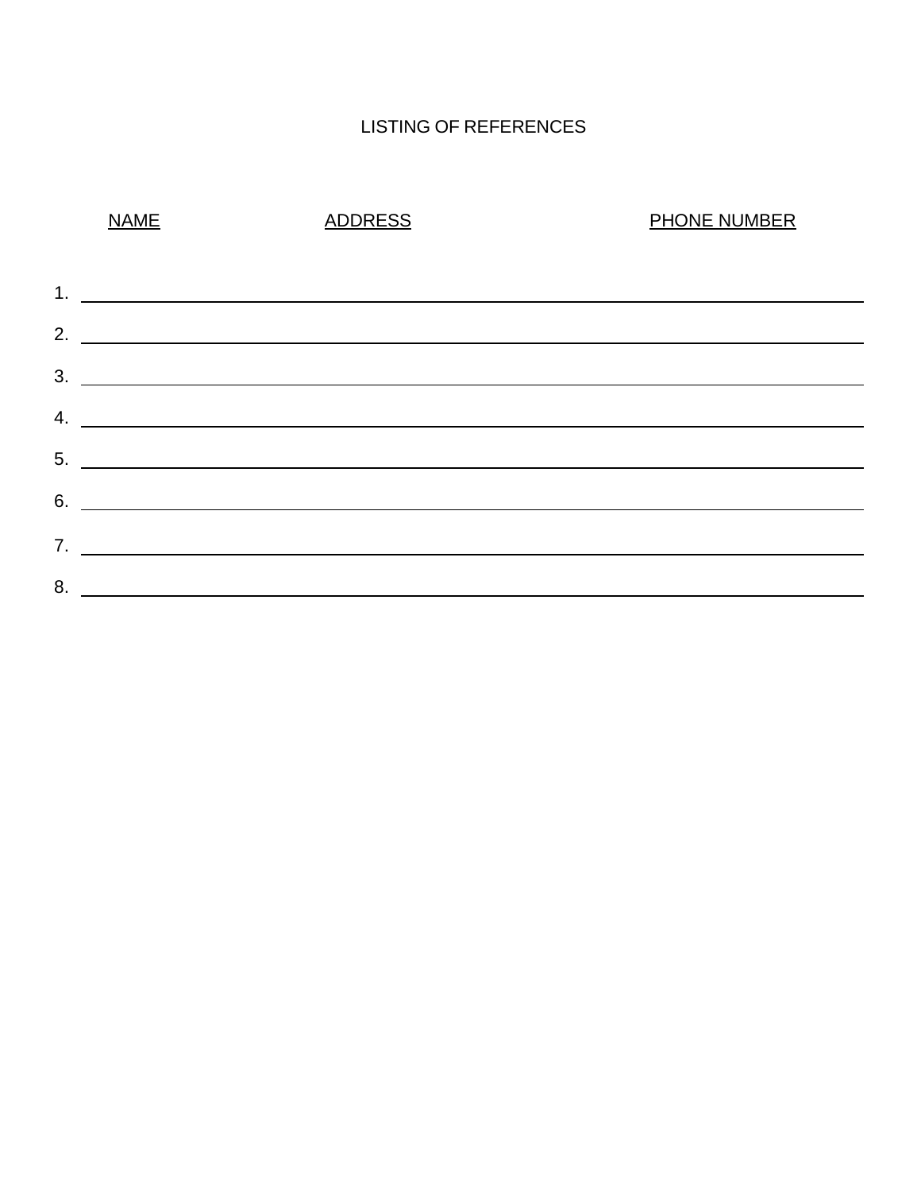LISTING OF REFERENCES

| NAME | ADDRESS | PHONE NUMBER |
| --- | --- | --- |
| 1. | | |
| 2. | | |
| 3. | | |
| 4. | | |
| 5. | | |
| 6. | | |
| 7. | | |
| 8. | | |